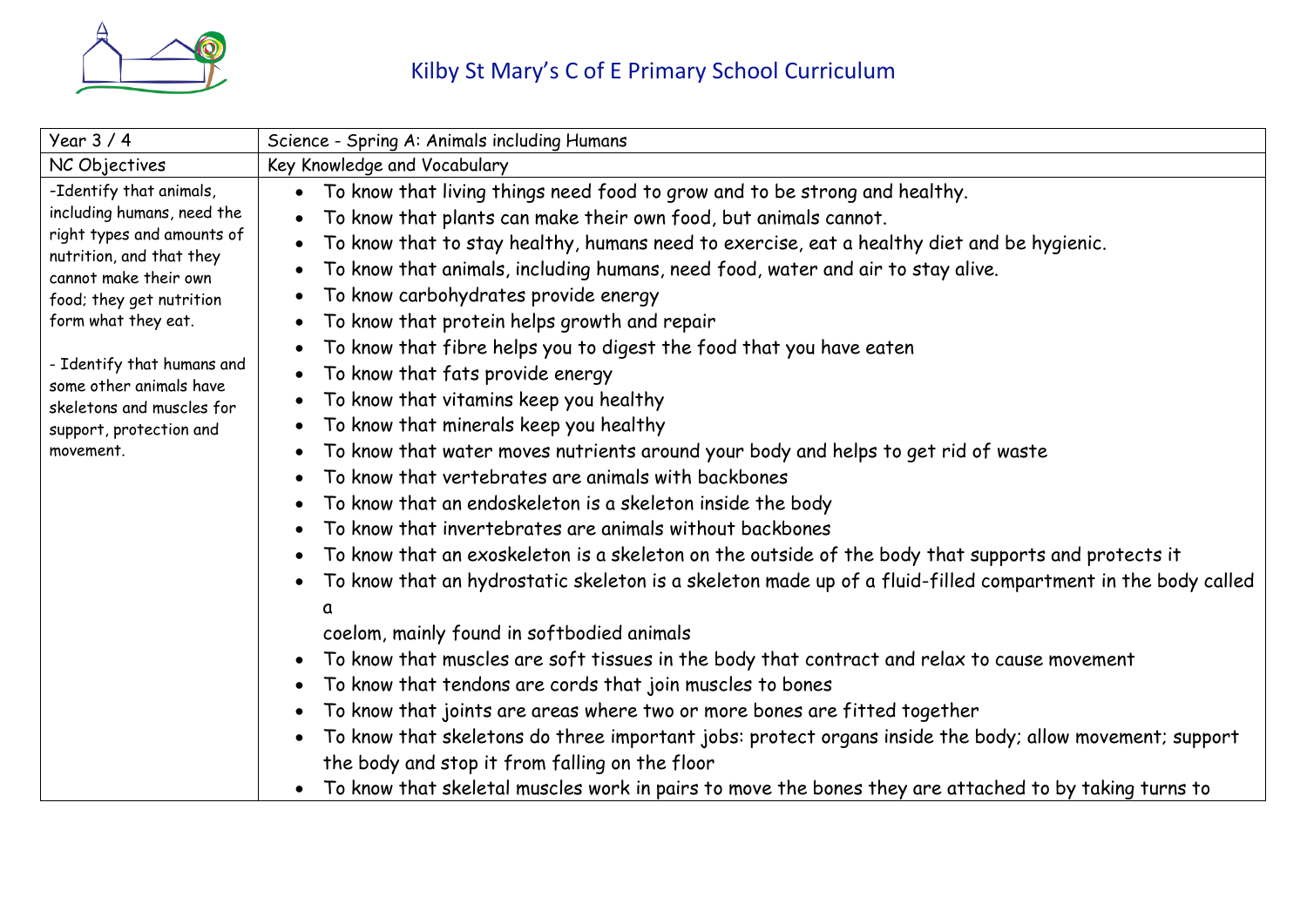# Kilby St Mary's C of E Primary School Curriculum

| Year 3 / 4 | Science - Spring A: Animals including Humans |
|---|---|
| NC Objectives | Key Knowledge and Vocabulary |
| -Identify that animals, including humans, need the right types and amounts of nutrition, and that they cannot make their own food; they get nutrition form what they eat.<br><br>- Identify that humans and some other animals have skeletons and muscles for support, protection and movement. | • To know that living things need food to grow and to be strong and healthy.<br>• To know that plants can make their own food, but animals cannot.<br>• To know that to stay healthy, humans need to exercise, eat a healthy diet and be hygienic.<br>• To know that animals, including humans, need food, water and air to stay alive.<br>• To know carbohydrates provide energy<br>• To know that protein helps growth and repair<br>• To know that fibre helps you to digest the food that you have eaten<br>• To know that fats provide energy<br>• To know that vitamins keep you healthy<br>• To know that minerals keep you healthy<br>• To know that water moves nutrients around your body and helps to get rid of waste<br>• To know that vertebrates are animals with backbones<br>• To know that an endoskeleton is a skeleton inside the body<br>• To know that invertebrates are animals without backbones<br>• To know that an exoskeleton is a skeleton on the outside of the body that supports and protects it<br>• To know that an hydrostatic skeleton is a skeleton made up of a fluid-filled compartment in the body called a<br>coelom, mainly found in softbodied animals<br>• To know that muscles are soft tissues in the body that contract and relax to cause movement<br>• To know that tendons are cords that join muscles to bones<br>• To know that joints are areas where two or more bones are fitted together<br>• To know that skeletons do three important jobs: protect organs inside the body; allow movement; support the body and stop it from falling on the floor<br>• To know that skeletal muscles work in pairs to move the bones they are attached to by taking turns to |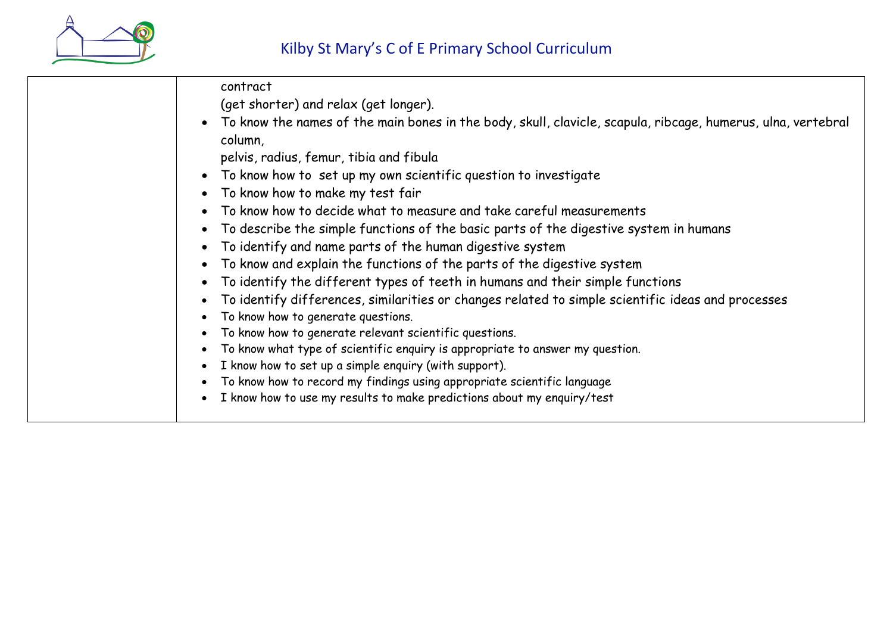| | |
|---|---|
| | contract<br>(get shorter) and relax (get longer).<br>• To know the names of the main bones in the body, skull, clavicle, scapula, ribcage, humerus, ulna, vertebral column,<br>pelvis, radius, femur, tibia and fibula<br>• To know how to set up my own scientific question to investigate<br>• To know how to make my test fair<br>• To know how to decide what to measure and take careful measurements<br>• To describe the simple functions of the basic parts of the digestive system in humans<br>• To identify and name parts of the human digestive system<br>• To know and explain the functions of the parts of the digestive system<br>• To identify the different types of teeth in humans and their simple functions<br>• To identify differences, similarities or changes related to simple scientific ideas and processes<br>• To know how to generate questions.<br>• To know how to generate relevant scientific questions.<br>• To know what type of scientific enquiry is appropriate to answer my question.<br>• I know how to set up a simple enquiry (with support).<br>• To know how to record my findings using appropriate scientific language<br>• I know how to use my results to make predictions about my enquiry/test |